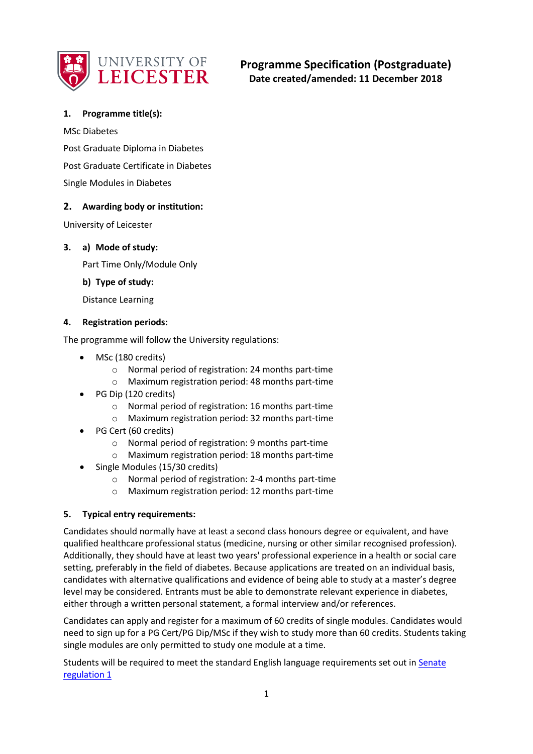UNIVERSITY OF LEICESTER

# Programme Specification (Postgraduate)

**Date created/amended: 11 December 2018**

## 1. Programme title(s):

MSc Diabetes

Post Graduate Diploma in Diabetes

Post Graduate Certificate in Diabetes

Single Modules in Diabetes

## 2. Awarding body or institution:

University of Leicester

## 3. a) Mode of study:

Part Time Only/Module Only

### b) Type of study:

Distance Learning

## 4. Registration periods:

The programme will follow the University regulations:

- MSc (180 credits)
  - Normal period of registration: 24 months part-time
  - Maximum registration period: 48 months part-time
- PG Dip (120 credits)
  - Normal period of registration: 16 months part-time
  - Maximum registration period: 32 months part-time
- PG Cert (60 credits)
  - Normal period of registration: 9 months part-time
  - Maximum registration period: 18 months part-time
- Single Modules (15/30 credits)
  - Normal period of registration: 2-4 months part-time
  - Maximum registration period: 12 months part-time

## 5. Typical entry requirements:

Candidates should normally have at least a second class honours degree or equivalent, and have qualified healthcare professional status (medicine, nursing or other similar recognised profession). Additionally, they should have at least two years' professional experience in a health or social care setting, preferably in the field of diabetes. Because applications are treated on an individual basis, candidates with alternative qualifications and evidence of being able to study at a master's degree level may be considered. Entrants must be able to demonstrate relevant experience in diabetes, either through a written personal statement, a formal interview and/or references.

Candidates can apply and register for a maximum of 60 credits of single modules. Candidates would need to sign up for a PG Cert/PG Dip/MSc if they wish to study more than 60 credits. Students taking single modules are only permitted to study one module at a time.

Students will be required to meet the standard English language requirements set out in Senate regulation 1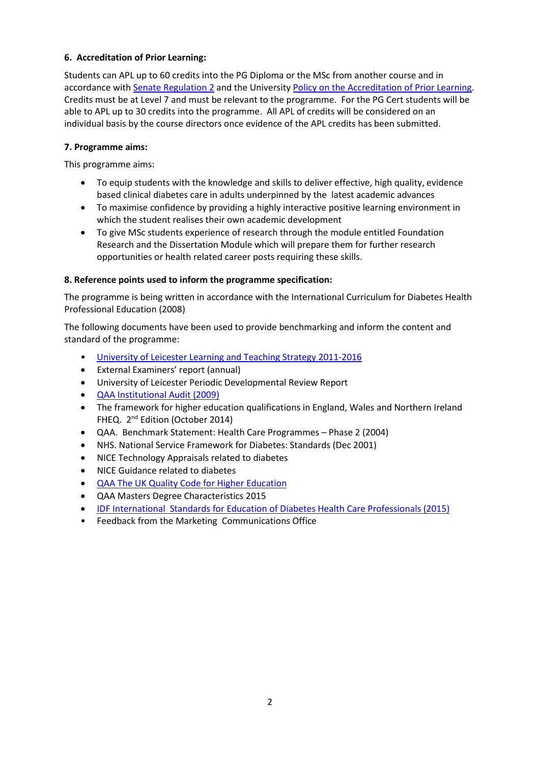### 6. Accreditation of Prior Learning:

Students can APL up to 60 credits into the PG Diploma or the MSc from another course and in accordance with Senate Regulation 2 and the University Policy on the Accreditation of Prior Learning. Credits must be at Level 7 and must be relevant to the programme. For the PG Cert students will be able to APL up to 30 credits into the programme. All APL of credits will be considered on an individual basis by the course directors once evidence of the APL credits has been submitted.

### 7. Programme aims:

This programme aims:

- To equip students with the knowledge and skills to deliver effective, high quality, evidence based clinical diabetes care in adults underpinned by the latest academic advances
- To maximise confidence by providing a highly interactive positive learning environment in which the student realises their own academic development
- To give MSc students experience of research through the module entitled Foundation Research and the Dissertation Module which will prepare them for further research opportunities or health related career posts requiring these skills.

### 8. Reference points used to inform the programme specification:

The programme is being written in accordance with the International Curriculum for Diabetes Health Professional Education (2008)

The following documents have been used to provide benchmarking and inform the content and standard of the programme:

- University of Leicester Learning and Teaching Strategy 2011-2016
- External Examiners' report (annual)
- University of Leicester Periodic Developmental Review Report
- QAA Institutional Audit (2009)
- The framework for higher education qualifications in England, Wales and Northern Ireland FHEQ. 2nd Edition (October 2014)
- QAA. Benchmark Statement: Health Care Programmes – Phase 2 (2004)
- NHS. National Service Framework for Diabetes: Standards (Dec 2001)
- NICE Technology Appraisals related to diabetes
- NICE Guidance related to diabetes
- QAA The UK Quality Code for Higher Education
- QAA Masters Degree Characteristics 2015
- IDF International Standards for Education of Diabetes Health Care Professionals (2015)
- Feedback from the Marketing Communications Office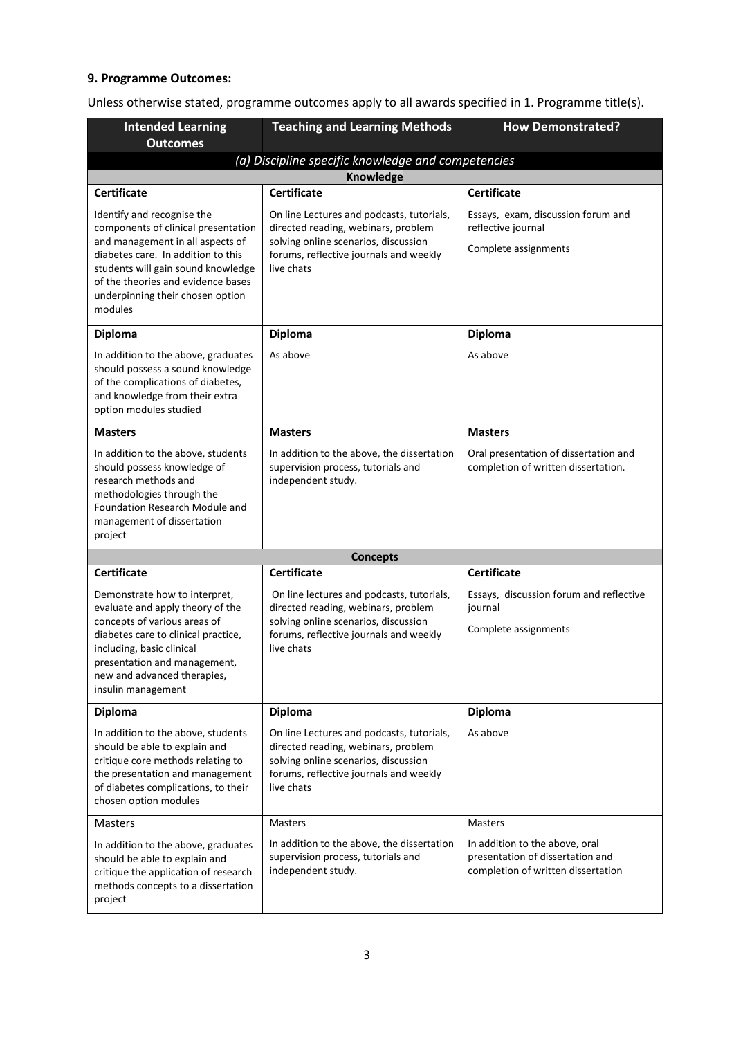**9. Programme Outcomes:**

Unless otherwise stated, programme outcomes apply to all awards specified in 1. Programme title(s).

| Intended Learning Outcomes | Teaching and Learning Methods | How Demonstrated? |
|---|---|---|
| *(a) Discipline specific knowledge and competencies* | | |
| **Knowledge** | | |
| **Certificate** | **Certificate** | **Certificate** |
| Identify and recognise the components of clinical presentation and management in all aspects of diabetes care. In addition to this students will gain sound knowledge of the theories and evidence bases underpinning their chosen option modules | On line Lectures and podcasts, tutorials, directed reading, webinars, problem solving online scenarios, discussion forums, reflective journals and weekly live chats | Essays, exam, discussion forum and reflective journal<br>Complete assignments |
| **Diploma** | **Diploma** | **Diploma** |
| In addition to the above, graduates should possess a sound knowledge of the complications of diabetes, and knowledge from their extra option modules studied | As above | As above |
| **Masters** | **Masters** | **Masters** |
| In addition to the above, students should possess knowledge of research methods and methodologies through the Foundation Research Module and management of dissertation project | In addition to the above, the dissertation supervision process, tutorials and independent study. | Oral presentation of dissertation and completion of written dissertation. |
| **Concepts** | | |
| **Certificate** | **Certificate** | **Certificate** |
| Demonstrate how to interpret, evaluate and apply theory of the concepts of various areas of diabetes care to clinical practice, including, basic clinical presentation and management, new and advanced therapies, insulin management | On line lectures and podcasts, tutorials, directed reading, webinars, problem solving online scenarios, discussion forums, reflective journals and weekly live chats | Essays, discussion forum and reflective journal<br>Complete assignments |
| **Diploma** | **Diploma** | **Diploma** |
| In addition to the above, students should be able to explain and critique core methods relating to the presentation and management of diabetes complications, to their chosen option modules | On line Lectures and podcasts, tutorials, directed reading, webinars, problem solving online scenarios, discussion forums, reflective journals and weekly live chats | As above |
| Masters | Masters | Masters |
| In addition to the above, graduates should be able to explain and critique the application of research methods concepts to a dissertation project | In addition to the above, the dissertation supervision process, tutorials and independent study. | In addition to the above, oral presentation of dissertation and completion of written dissertation |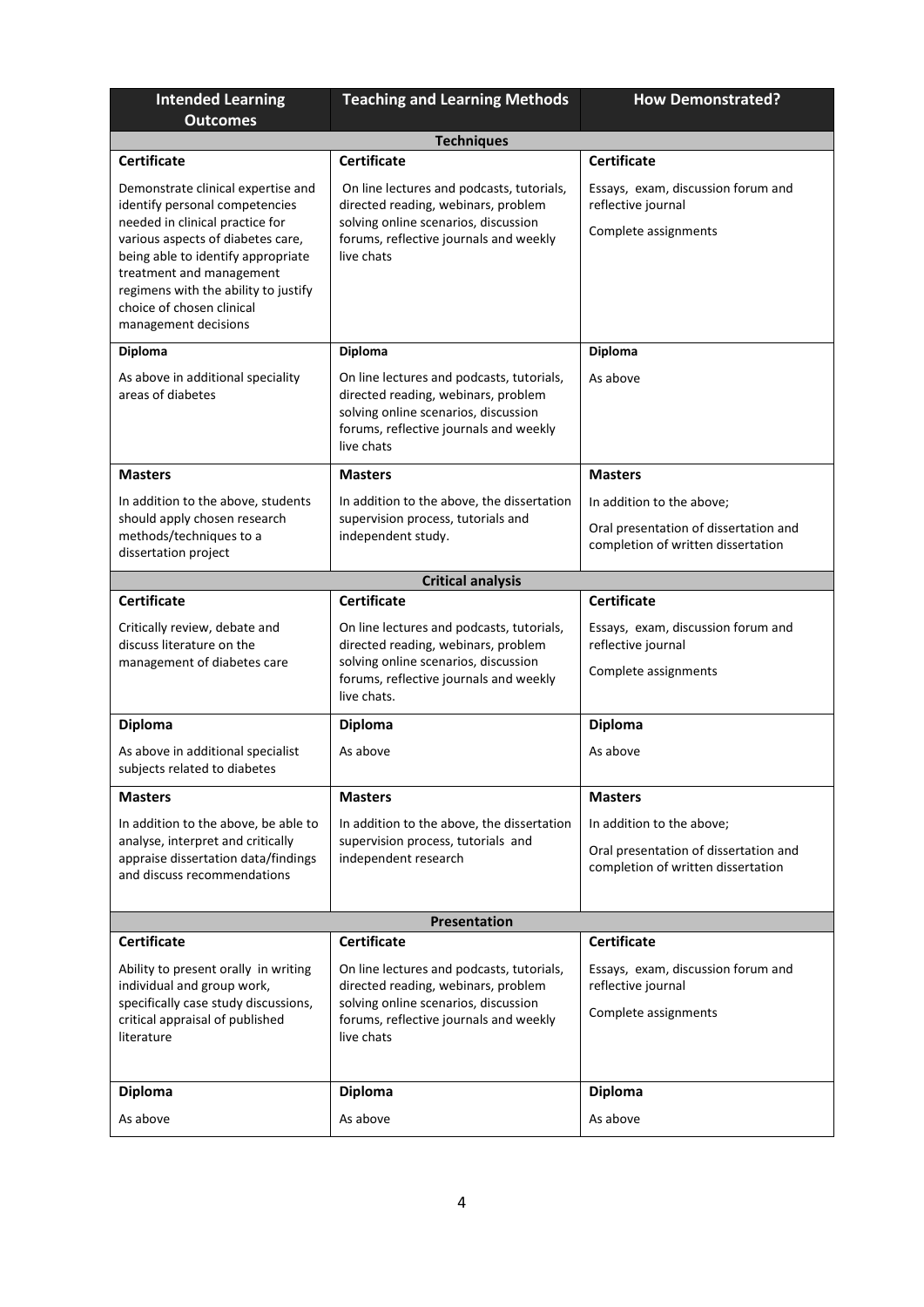| Intended Learning Outcomes | Teaching and Learning Methods | How Demonstrated? |
|---|---|---|
| **Techniques** | | |
| **Certificate** | **Certificate** | **Certificate** |
| Demonstrate clinical expertise and identify personal competencies needed in clinical practice for various aspects of diabetes care, being able to identify appropriate treatment and management regimens with the ability to justify choice of chosen clinical management decisions | On line lectures and podcasts, tutorials, directed reading, webinars, problem solving online scenarios, discussion forums, reflective journals and weekly live chats | Essays, exam, discussion forum and reflective journal<br><br>Complete assignments |
| **Diploma** | **Diploma** | **Diploma** |
| As above in additional speciality areas of diabetes | On line lectures and podcasts, tutorials, directed reading, webinars, problem solving online scenarios, discussion forums, reflective journals and weekly live chats | As above |
| **Masters** | **Masters** | **Masters** |
| In addition to the above, students should apply chosen research methods/techniques to a dissertation project | In addition to the above, the dissertation supervision process, tutorials and independent study. | In addition to the above;<br><br>Oral presentation of dissertation and completion of written dissertation |
| **Critical analysis** | | |
| **Certificate** | **Certificate** | **Certificate** |
| Critically review, debate and discuss literature on the management of diabetes care | On line lectures and podcasts, tutorials, directed reading, webinars, problem solving online scenarios, discussion forums, reflective journals and weekly live chats. | Essays, exam, discussion forum and reflective journal<br><br>Complete assignments |
| **Diploma** | **Diploma** | **Diploma** |
| As above in additional specialist subjects related to diabetes | As above | As above |
| **Masters** | **Masters** | **Masters** |
| In addition to the above, be able to analyse, interpret and critically appraise dissertation data/findings and discuss recommendations | In addition to the above, the dissertation supervision process, tutorials and independent research | In addition to the above;<br><br>Oral presentation of dissertation and completion of written dissertation |
| **Presentation** | | |
| **Certificate** | **Certificate** | **Certificate** |
| Ability to present orally in writing individual and group work, specifically case study discussions, critical appraisal of published literature | On line lectures and podcasts, tutorials, directed reading, webinars, problem solving online scenarios, discussion forums, reflective journals and weekly live chats | Essays, exam, discussion forum and reflective journal<br><br>Complete assignments |
| **Diploma** | **Diploma** | **Diploma** |
| As above | As above | As above |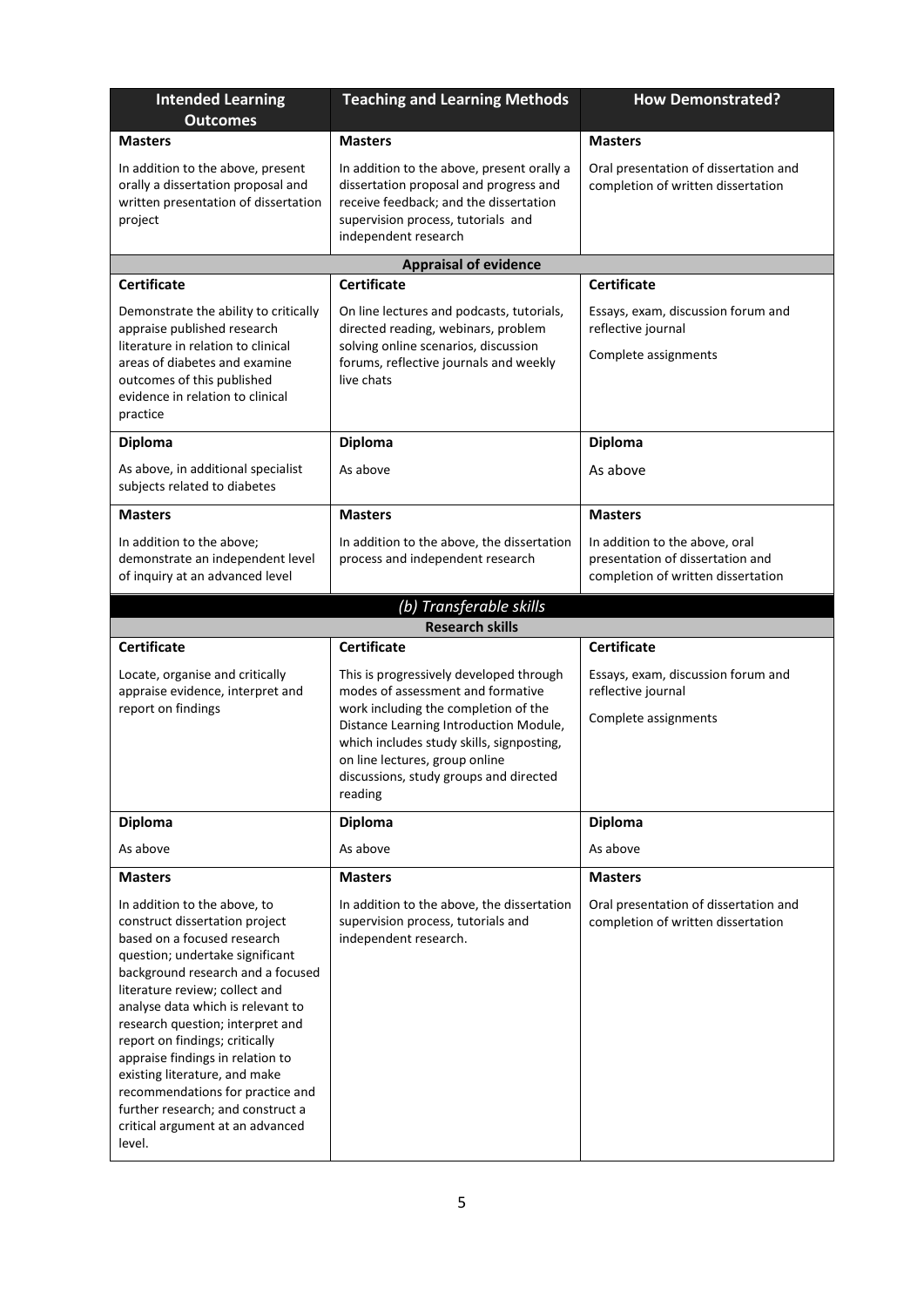| Intended Learning Outcomes | Teaching and Learning Methods | How Demonstrated? |
|---|---|---|
| **Masters** | **Masters** | **Masters** |
| In addition to the above, present orally a dissertation proposal and written presentation of dissertation project | In addition to the above, present orally a dissertation proposal and progress and receive feedback; and the dissertation supervision process, tutorials and independent research | Oral presentation of dissertation and completion of written dissertation |
| **Appraisal of evidence** | | |
| **Certificate** | **Certificate** | **Certificate** |
| Demonstrate the ability to critically appraise published research literature in relation to clinical areas of diabetes and examine outcomes of this published evidence in relation to clinical practice | On line lectures and podcasts, tutorials, directed reading, webinars, problem solving online scenarios, discussion forums, reflective journals and weekly live chats | Essays, exam, discussion forum and reflective journal<br><br>Complete assignments |
| **Diploma** | **Diploma** | **Diploma** |
| As above, in additional specialist subjects related to diabetes | As above | As above |
| **Masters** | **Masters** | **Masters** |
| In addition to the above; demonstrate an independent level of inquiry at an advanced level | In addition to the above, the dissertation process and independent research | In addition to the above, oral presentation of dissertation and completion of written dissertation |
| ***(b) Transferable skills*** | | |
| **Research skills** | | |
| **Certificate** | **Certificate** | **Certificate** |
| Locate, organise and critically appraise evidence, interpret and report on findings | This is progressively developed through modes of assessment and formative work including the completion of the Distance Learning Introduction Module, which includes study skills, signposting, on line lectures, group online discussions, study groups and directed reading | Essays, exam, discussion forum and reflective journal<br><br>Complete assignments |
| **Diploma** | **Diploma** | **Diploma** |
| As above | As above | As above |
| **Masters** | **Masters** | **Masters** |
| In addition to the above, to construct dissertation project based on a focused research question; undertake significant background research and a focused literature review; collect and analyse data which is relevant to research question; interpret and report on findings; critically appraise findings in relation to existing literature, and make recommendations for practice and further research; and construct a critical argument at an advanced level. | In addition to the above, the dissertation supervision process, tutorials and independent research. | Oral presentation of dissertation and completion of written dissertation |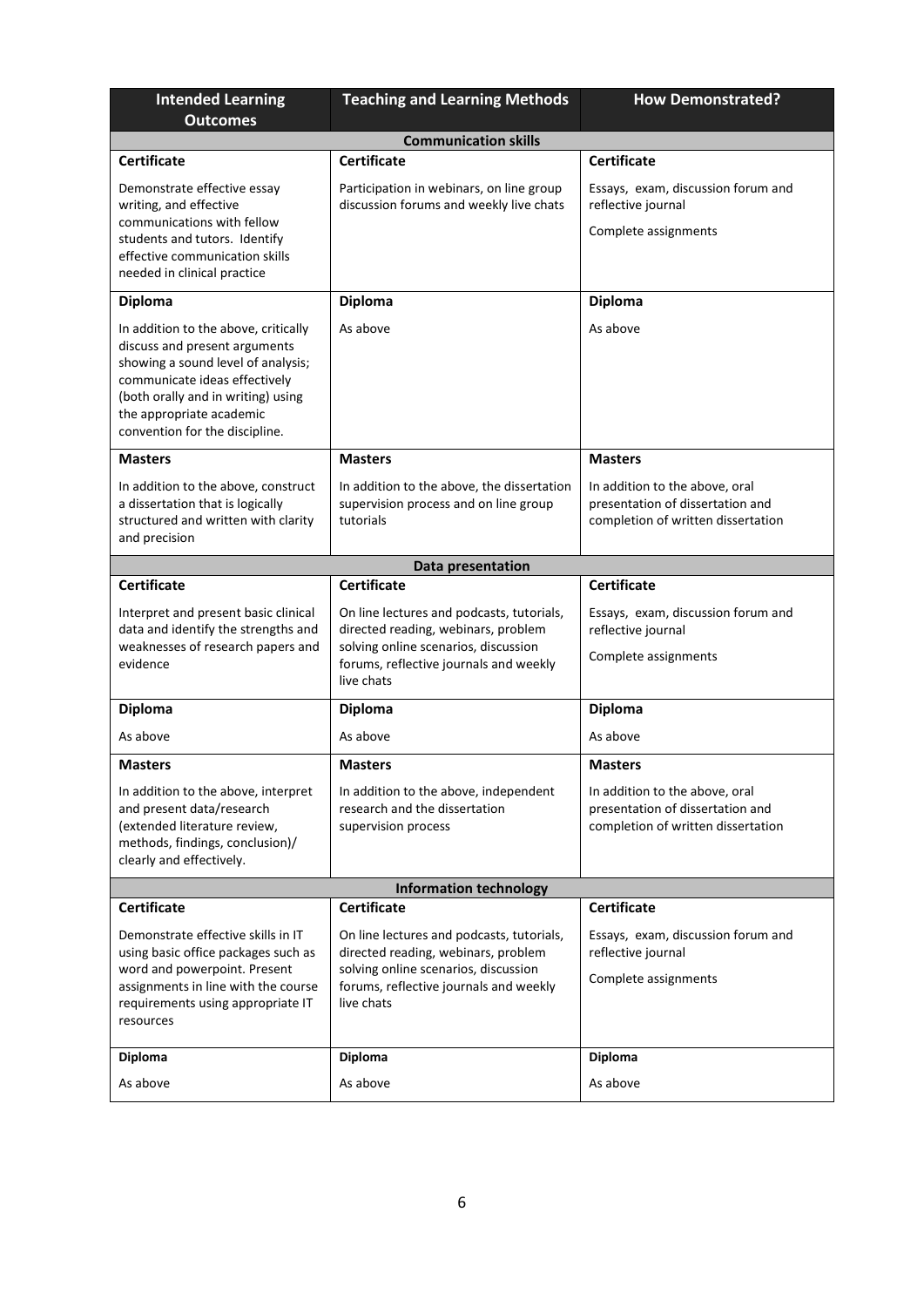| Intended Learning Outcomes | Teaching and Learning Methods | How Demonstrated? |
|---|---|---|
| **Communication skills** | | |
| **Certificate** | **Certificate** | **Certificate** |
| Demonstrate effective essay writing, and effective communications with fellow students and tutors. Identify effective communication skills needed in clinical practice | Participation in webinars, on line group discussion forums and weekly live chats | Essays, exam, discussion forum and reflective journal<br><br>Complete assignments |
| **Diploma** | **Diploma** | **Diploma** |
| In addition to the above, critically discuss and present arguments showing a sound level of analysis; communicate ideas effectively (both orally and in writing) using the appropriate academic convention for the discipline. | As above | As above |
| **Masters** | **Masters** | **Masters** |
| In addition to the above, construct a dissertation that is logically structured and written with clarity and precision | In addition to the above, the dissertation supervision process and on line group tutorials | In addition to the above, oral presentation of dissertation and completion of written dissertation |
| **Data presentation** | | |
| **Certificate** | **Certificate** | **Certificate** |
| Interpret and present basic clinical data and identify the strengths and weaknesses of research papers and evidence | On line lectures and podcasts, tutorials, directed reading, webinars, problem solving online scenarios, discussion forums, reflective journals and weekly live chats | Essays, exam, discussion forum and reflective journal<br><br>Complete assignments |
| **Diploma** | **Diploma** | **Diploma** |
| As above | As above | As above |
| **Masters** | **Masters** | **Masters** |
| In addition to the above, interpret and present data/research (extended literature review, methods, findings, conclusion)/ clearly and effectively. | In addition to the above, independent research and the dissertation supervision process | In addition to the above, oral presentation of dissertation and completion of written dissertation |
| **Information technology** | | |
| **Certificate** | **Certificate** | **Certificate** |
| Demonstrate effective skills in IT using basic office packages such as word and powerpoint. Present assignments in line with the course requirements using appropriate IT resources | On line lectures and podcasts, tutorials, directed reading, webinars, problem solving online scenarios, discussion forums, reflective journals and weekly live chats | Essays, exam, discussion forum and reflective journal<br><br>Complete assignments |
| **Diploma** | **Diploma** | **Diploma** |
| As above | As above | As above |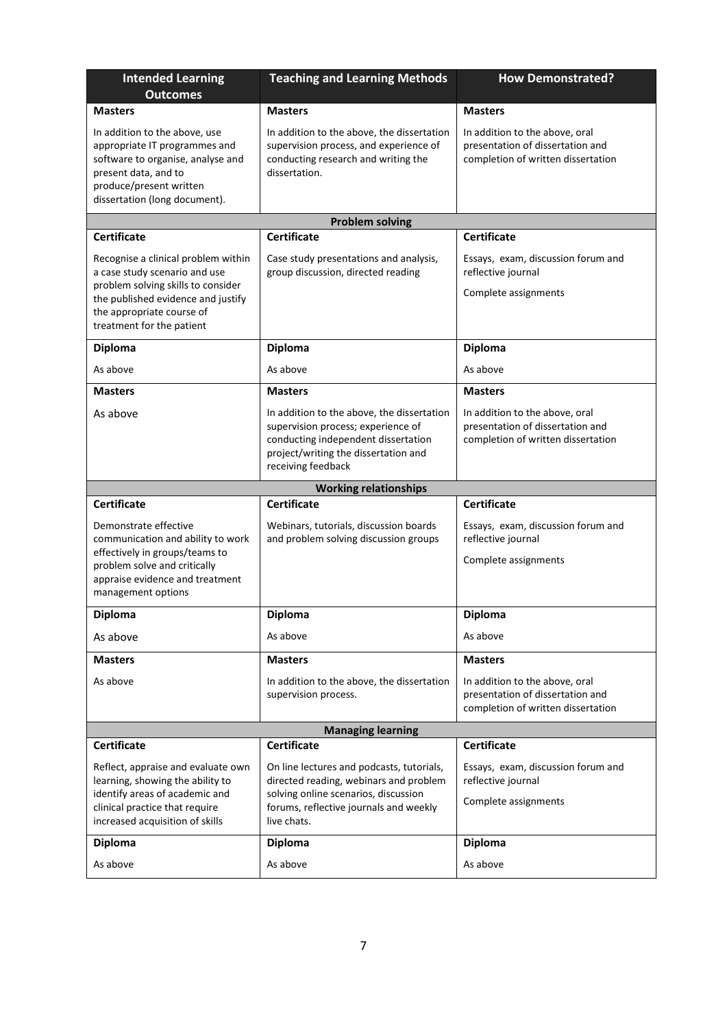| Intended Learning Outcomes | Teaching and Learning Methods | How Demonstrated? |
|---|---|---|
| **Masters** | **Masters** | **Masters** |
| In addition to the above, use appropriate IT programmes and software to organise, analyse and present data, and to produce/present written dissertation (long document). | In addition to the above, the dissertation supervision process, and experience of conducting research and writing the dissertation. | In addition to the above, oral presentation of dissertation and completion of written dissertation |
| **Problem solving** | | |
| **Certificate** | **Certificate** | **Certificate** |
| Recognise a clinical problem within a case study scenario and use problem solving skills to consider the published evidence and justify the appropriate course of treatment for the patient | Case study presentations and analysis, group discussion, directed reading | Essays, exam, discussion forum and reflective journal<br><br>Complete assignments |
| **Diploma** | **Diploma** | **Diploma** |
| As above | As above | As above |
| **Masters** | **Masters** | **Masters** |
| As above | In addition to the above, the dissertation supervision process; experience of conducting independent dissertation project/writing the dissertation and receiving feedback | In addition to the above, oral presentation of dissertation and completion of written dissertation |
| **Working relationships** | | |
| **Certificate** | **Certificate** | **Certificate** |
| Demonstrate effective communication and ability to work effectively in groups/teams to problem solve and critically appraise evidence and treatment management options | Webinars, tutorials, discussion boards and problem solving discussion groups | Essays, exam, discussion forum and reflective journal<br><br>Complete assignments |
| **Diploma** | **Diploma** | **Diploma** |
| As above | As above | As above |
| **Masters** | **Masters** | **Masters** |
| As above | In addition to the above, the dissertation supervision process. | In addition to the above, oral presentation of dissertation and completion of written dissertation |
| **Managing learning** | | |
| **Certificate** | **Certificate** | **Certificate** |
| Reflect, appraise and evaluate own learning, showing the ability to identify areas of academic and clinical practice that require increased acquisition of skills | On line lectures and podcasts, tutorials, directed reading, webinars and problem solving online scenarios, discussion forums, reflective journals and weekly live chats. | Essays, exam, discussion forum and reflective journal<br><br>Complete assignments |
| **Diploma** | **Diploma** | **Diploma** |
| As above | As above | As above |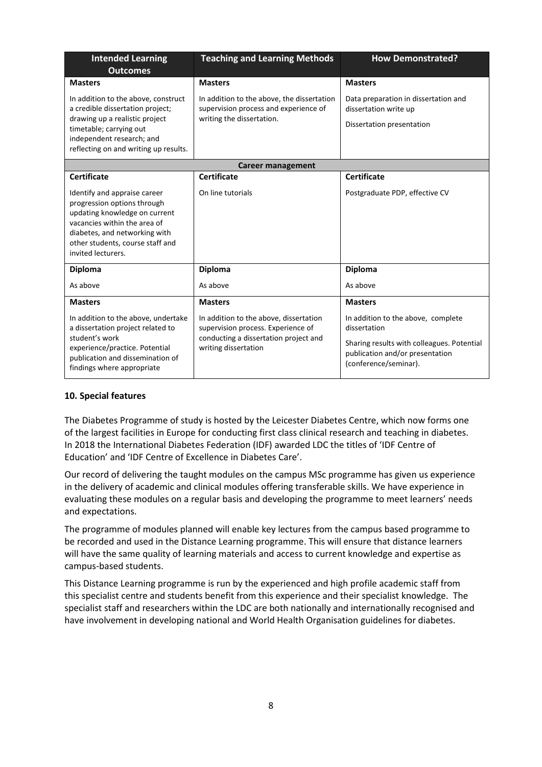| Intended Learning Outcomes | Teaching and Learning Methods | How Demonstrated? |
|---|---|---|
| **Masters** | **Masters** | **Masters** |
| In addition to the above, construct a credible dissertation project; drawing up a realistic project timetable; carrying out independent research; and reflecting on and writing up results. | In addition to the above, the dissertation supervision process and experience of writing the dissertation. | Data preparation in dissertation and dissertation write up<br><br>Dissertation presentation |
| **Career management** | | |
| **Certificate** | **Certificate** | **Certificate** |
| Identify and appraise career progression options through updating knowledge on current vacancies within the area of diabetes, and networking with other students, course staff and invited lecturers. | On line tutorials | Postgraduate PDP, effective CV |
| **Diploma** | **Diploma** | **Diploma** |
| As above | As above | As above |
| **Masters** | **Masters** | **Masters** |
| In addition to the above, undertake a dissertation project related to student's work experience/practice. Potential publication and dissemination of findings where appropriate | In addition to the above, dissertation supervision process. Experience of conducting a dissertation project and writing dissertation | In addition to the above, complete dissertation<br><br>Sharing results with colleagues. Potential publication and/or presentation (conference/seminar). |

## 10. Special features

The Diabetes Programme of study is hosted by the Leicester Diabetes Centre, which now forms one of the largest facilities in Europe for conducting first class clinical research and teaching in diabetes. In 2018 the International Diabetes Federation (IDF) awarded LDC the titles of 'IDF Centre of Education' and 'IDF Centre of Excellence in Diabetes Care'.

Our record of delivering the taught modules on the campus MSc programme has given us experience in the delivery of academic and clinical modules offering transferable skills. We have experience in evaluating these modules on a regular basis and developing the programme to meet learners' needs and expectations.

The programme of modules planned will enable key lectures from the campus based programme to be recorded and used in the Distance Learning programme. This will ensure that distance learners will have the same quality of learning materials and access to current knowledge and expertise as campus-based students.

This Distance Learning programme is run by the experienced and high profile academic staff from this specialist centre and students benefit from this experience and their specialist knowledge. The specialist staff and researchers within the LDC are both nationally and internationally recognised and have involvement in developing national and World Health Organisation guidelines for diabetes.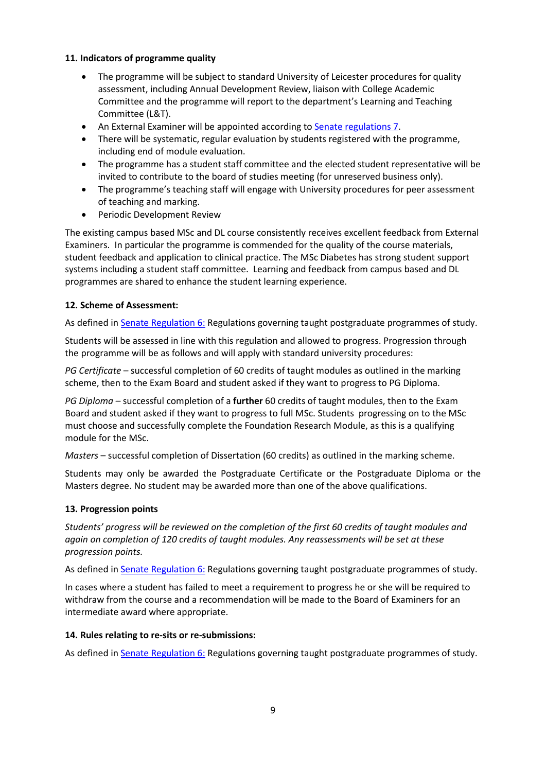**11. Indicators of programme quality**

- The programme will be subject to standard University of Leicester procedures for quality assessment, including Annual Development Review, liaison with College Academic Committee and the programme will report to the department's Learning and Teaching Committee (L&T).
- An External Examiner will be appointed according to [Senate regulations 7](#).
- There will be systematic, regular evaluation by students registered with the programme, including end of module evaluation.
- The programme has a student staff committee and the elected student representative will be invited to contribute to the board of studies meeting (for unreserved business only).
- The programme's teaching staff will engage with University procedures for peer assessment of teaching and marking.
- Periodic Development Review

The existing campus based MSc and DL course consistently receives excellent feedback from External Examiners. In particular the programme is commended for the quality of the course materials, student feedback and application to clinical practice. The MSc Diabetes has strong student support systems including a student staff committee. Learning and feedback from campus based and DL programmes are shared to enhance the student learning experience.

**12. Scheme of Assessment:**

As defined in [Senate Regulation 6:](#) Regulations governing taught postgraduate programmes of study.

Students will be assessed in line with this regulation and allowed to progress. Progression through the programme will be as follows and will apply with standard university procedures:

*PG Certificate* – successful completion of 60 credits of taught modules as outlined in the marking scheme, then to the Exam Board and student asked if they want to progress to PG Diploma.

*PG Diploma* – successful completion of a **further** 60 credits of taught modules, then to the Exam Board and student asked if they want to progress to full MSc. Students progressing on to the MSc must choose and successfully complete the Foundation Research Module, as this is a qualifying module for the MSc.

*Masters* – successful completion of Dissertation (60 credits) as outlined in the marking scheme.

Students may only be awarded the Postgraduate Certificate or the Postgraduate Diploma or the Masters degree. No student may be awarded more than one of the above qualifications.

**13. Progression points**

*Students' progress will be reviewed on the completion of the first 60 credits of taught modules and again on completion of 120 credits of taught modules. Any reassessments will be set at these progression points.*

As defined in [Senate Regulation 6:](#) Regulations governing taught postgraduate programmes of study.

In cases where a student has failed to meet a requirement to progress he or she will be required to withdraw from the course and a recommendation will be made to the Board of Examiners for an intermediate award where appropriate.

**14. Rules relating to re-sits or re-submissions:**

As defined in [Senate Regulation 6:](#) Regulations governing taught postgraduate programmes of study.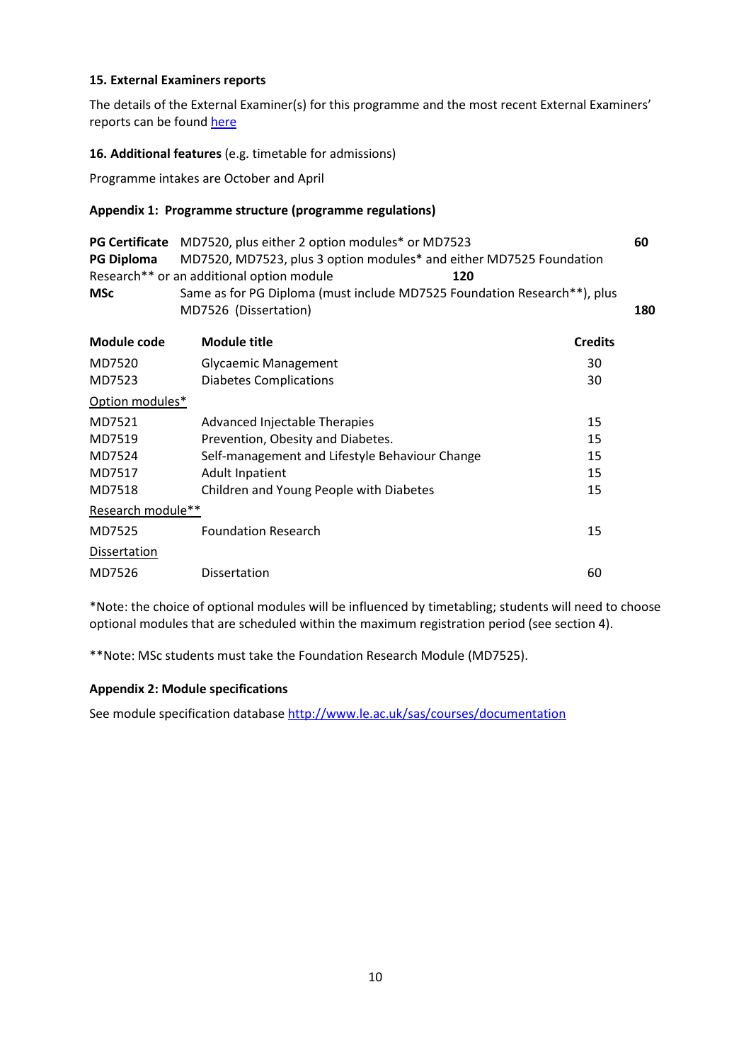**15. External Examiners reports**

The details of the External Examiner(s) for this programme and the most recent External Examiners' reports can be found here

**16. Additional features** (e.g. timetable for admissions)

Programme intakes are October and April

**Appendix 1: Programme structure (programme regulations)**

| | | |
|---|---|---|
| **PG Certificate** | MD7520, plus either 2 option modules* or MD7523 | **60** |
| **PG Diploma** | MD7520, MD7523, plus 3 option modules* and either MD7525 Foundation Research** or an additional option module | **120** |
| **MSc** | Same as for PG Diploma (must include MD7525 Foundation Research**), plus MD7526 (Dissertation) | **180** |

| Module code | Module title | Credits |
|---|---|---|
| MD7520 | Glycaemic Management | 30 |
| MD7523 | Diabetes Complications | 30 |
| Option modules* | | |
| MD7521 | Advanced Injectable Therapies | 15 |
| MD7519 | Prevention, Obesity and Diabetes. | 15 |
| MD7524 | Self-management and Lifestyle Behaviour Change | 15 |
| MD7517 | Adult Inpatient | 15 |
| MD7518 | Children and Young People with Diabetes | 15 |
| Research module** | | |
| MD7525 | Foundation Research | 15 |
| Dissertation | | |
| MD7526 | Dissertation | 60 |

*Note: the choice of optional modules will be influenced by timetabling; students will need to choose optional modules that are scheduled within the maximum registration period (see section 4).

**Note: MSc students must take the Foundation Research Module (MD7525).

**Appendix 2: Module specifications**

See module specification database http://www.le.ac.uk/sas/courses/documentation